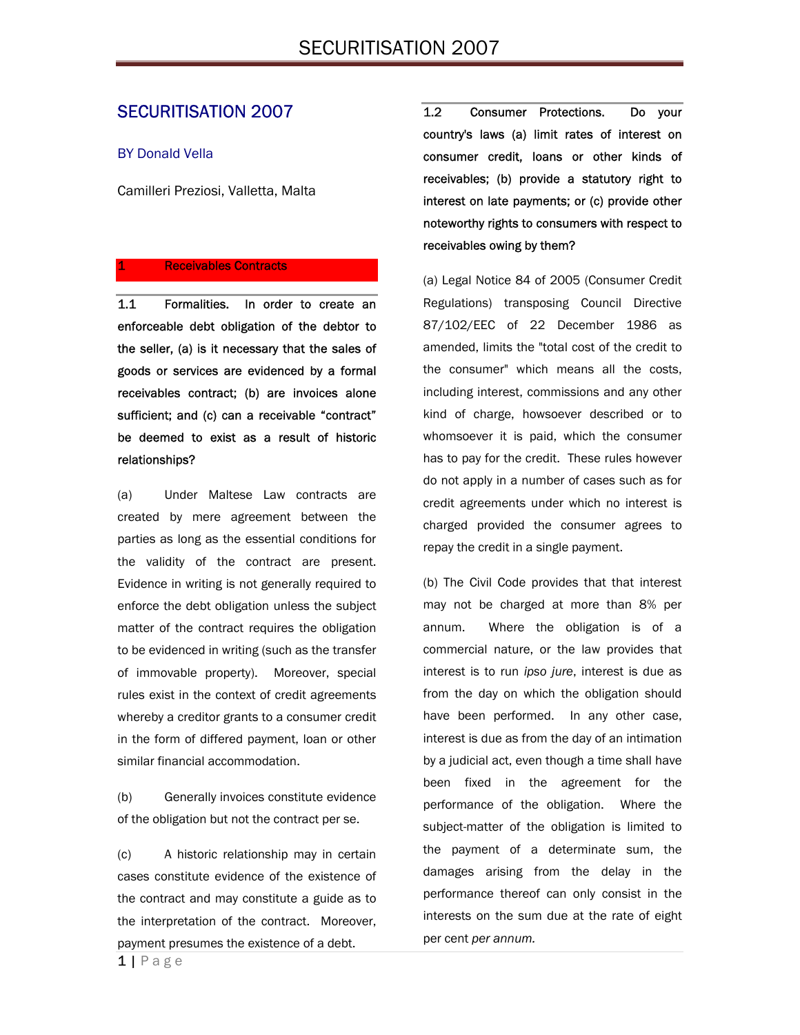# SECURITISATION 2007

BY Donald Vella

Camilleri Preziosi, Valletta, Malta

## 1 Receivables Contracts

**1.1 Formalities. In order to create an enforceable debt obligation of the debtor to the seller, (a) is it necessary that the sales of goods or services are evidenced by a formal receivables contract; (b) are invoices alone sufficient; and (c) can a receivable "contract" be deemed to exist as a result of historic relationships?**

(a) Under Maltese Law contracts are created by mere agreement between the parties as long as the essential conditions for the validity of the contract are present. Evidence in writing is not generally required to enforce the debt obligation unless the subject matter of the contract requires the obligation to be evidenced in writing (such as the transfer of immovable property). Moreover, special rules exist in the context of credit agreements whereby a creditor grants to a consumer credit in the form of differed payment, loan or other similar financial accommodation.

(b) Generally invoices constitute evidence of the obligation but not the contract per se.

(c) A historic relationship may in certain cases constitute evidence of the existence of the contract and may constitute a guide as to the interpretation of the contract. Moreover, payment presumes the existence of a debt.

**1.2 Consumer Protections. Do your country's laws (a) limit rates of interest on consumer credit, loans or other kinds of receivables; (b) provide a statutory right to interest on late payments; or (c) provide other noteworthy rights to consumers with respect to receivables owing by them?**

(a) Legal Notice 84 of 2005 (Consumer Credit Regulations) transposing Council Directive 87/102/EEC of 22 December 1986 as amended, limits the "total cost of the credit to the consumer" which means all the costs, including interest, commissions and any other kind of charge, howsoever described or to whomsoever it is paid, which the consumer has to pay for the credit. These rules however do not apply in a number of cases such as for credit agreements under which no interest is charged provided the consumer agrees to repay the credit in a single payment.

(b) The Civil Code provides that that interest may not be charged at more than 8% per annum. Where the obligation is of a commercial nature, or the law provides that interest is to run *ipso jure*, interest is due as from the day on which the obligation should have been performed. In any other case, interest is due as from the day of an intimation by a judicial act, even though a time shall have been fixed in the agreement for the performance of the obligation. Where the subject-matter of the obligation is limited to the payment of a determinate sum, the damages arising from the delay in the performance thereof can only consist in the interests on the sum due at the rate of eight per cent *per annum.*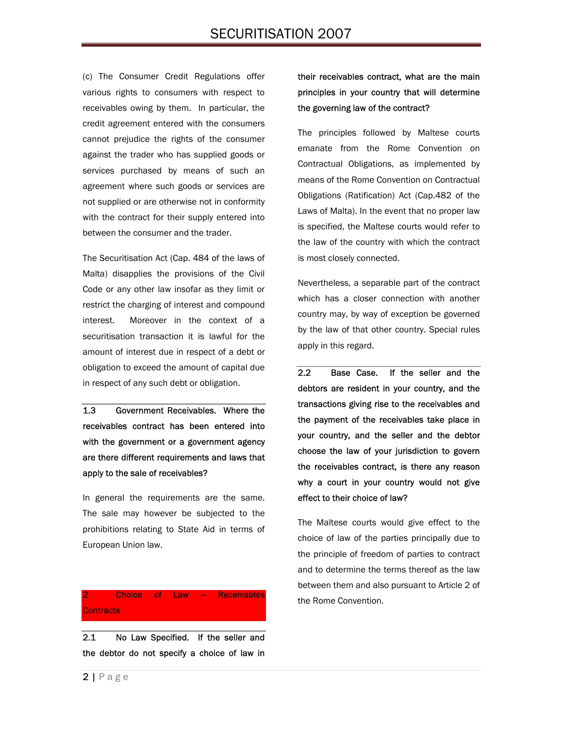(c) The Consumer Credit Regulations offer various rights to consumers with respect to receivables owing by them. In particular, the credit agreement entered with the consumers cannot prejudice the rights of the consumer against the trader who has supplied goods or services purchased by means of such an agreement where such goods or services are not supplied or are otherwise not in conformity with the contract for their supply entered into between the consumer and the trader.

The Securitisation Act (Cap. 484 of the laws of Malta) disapplies the provisions of the Civil Code or any other law insofar as they limit or restrict the charging of interest and compound interest. Moreover in the context of a securitisation transaction it is lawful for the amount of interest due in respect of a debt or obligation to exceed the amount of capital due in respect of any such debt or obligation.

**1.3 Government Receivables. Where the receivables contract has been entered into with the government or a government agency are there different requirements and laws that apply to the sale of receivables?**

In general the requirements are the same. The sale may however be subjected to the prohibitions relating to State Aid in terms of European Union law.

## 2 Choice of Law – Receivables Contracts

**2.1 No Law Specified. If the seller and the debtor do not specify a choice of law in their receivables contract, what are the main principles in your country that will determine the governing law of the contract?**

The principles followed by Maltese courts emanate from the Rome Convention on Contractual Obligations, as implemented by means of the Rome Convention on Contractual Obligations (Ratification) Act (Cap.482 of the Laws of Malta). In the event that no proper law is specified, the Maltese courts would refer to the law of the country with which the contract is most closely connected.

Nevertheless, a separable part of the contract which has a closer connection with another country may, by way of exception be governed by the law of that other country. Special rules apply in this regard.

**2.2 Base Case. If the seller and the debtors are resident in your country, and the transactions giving rise to the receivables and the payment of the receivables take place in your country, and the seller and the debtor choose the law of your jurisdiction to govern the receivables contract, is there any reason why a court in your country would not give effect to their choice of law?**

The Maltese courts would give effect to the choice of law of the parties principally due to the principle of freedom of parties to contract and to determine the terms thereof as the law between them and also pursuant to Article 2 of the Rome Convention.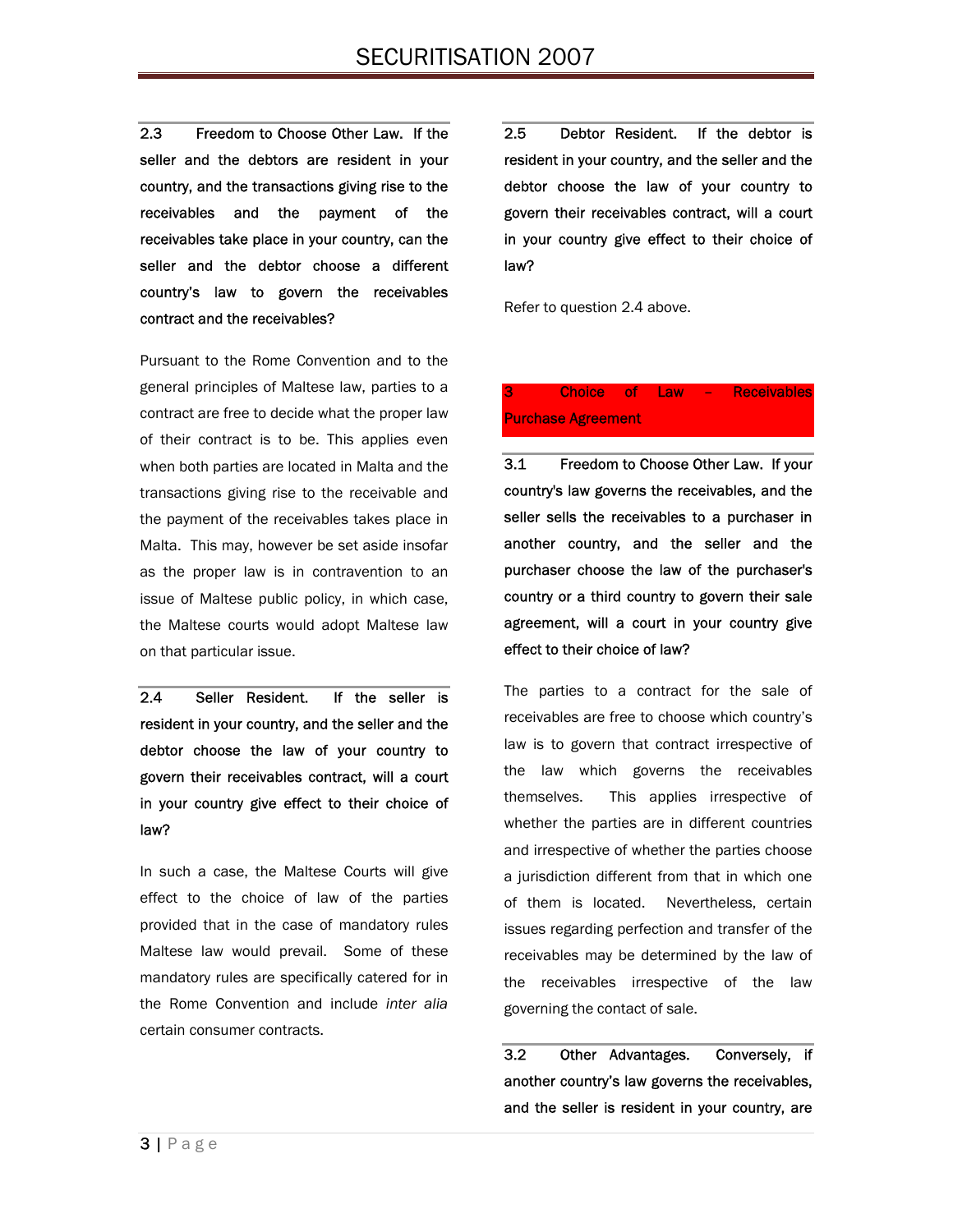**2.3 Freedom to Choose Other Law. If the seller and the debtors are resident in your country, and the transactions giving rise to the receivables and the payment of the receivables take place in your country, can the seller and the debtor choose a different country's law to govern the receivables contract and the receivables?**

Pursuant to the Rome Convention and to the general principles of Maltese law, parties to a contract are free to decide what the proper law of their contract is to be. This applies even when both parties are located in Malta and the transactions giving rise to the receivable and the payment of the receivables takes place in Malta. This may, however be set aside insofar as the proper law is in contravention to an issue of Maltese public policy, in which case, the Maltese courts would adopt Maltese law on that particular issue.

**2.4 Seller Resident. If the seller is resident in your country, and the seller and the debtor choose the law of your country to govern their receivables contract, will a court in your country give effect to their choice of law?**

In such a case, the Maltese Courts will give effect to the choice of law of the parties provided that in the case of mandatory rules Maltese law would prevail. Some of these mandatory rules are specifically catered for in the Rome Convention and include *inter alia* certain consumer contracts.

**2.5 Debtor Resident. If the debtor is resident in your country, and the seller and the debtor choose the law of your country to govern their receivables contract, will a court in your country give effect to their choice of law?**

Refer to question 2.4 above.

## 3 Choice of Law – Receivables Purchase Agreement

**3.1 Freedom to Choose Other Law. If your country's law governs the receivables, and the seller sells the receivables to a purchaser in another country, and the seller and the purchaser choose the law of the purchaser's country or a third country to govern their sale agreement, will a court in your country give effect to their choice of law?**

The parties to a contract for the sale of receivables are free to choose which country's law is to govern that contract irrespective of the law which governs the receivables themselves. This applies irrespective of whether the parties are in different countries and irrespective of whether the parties choose a jurisdiction different from that in which one of them is located. Nevertheless, certain issues regarding perfection and transfer of the receivables may be determined by the law of the receivables irrespective of the law governing the contact of sale.

**3.2 Other Advantages. Conversely, if another country's law governs the receivables, and the seller is resident in your country, are**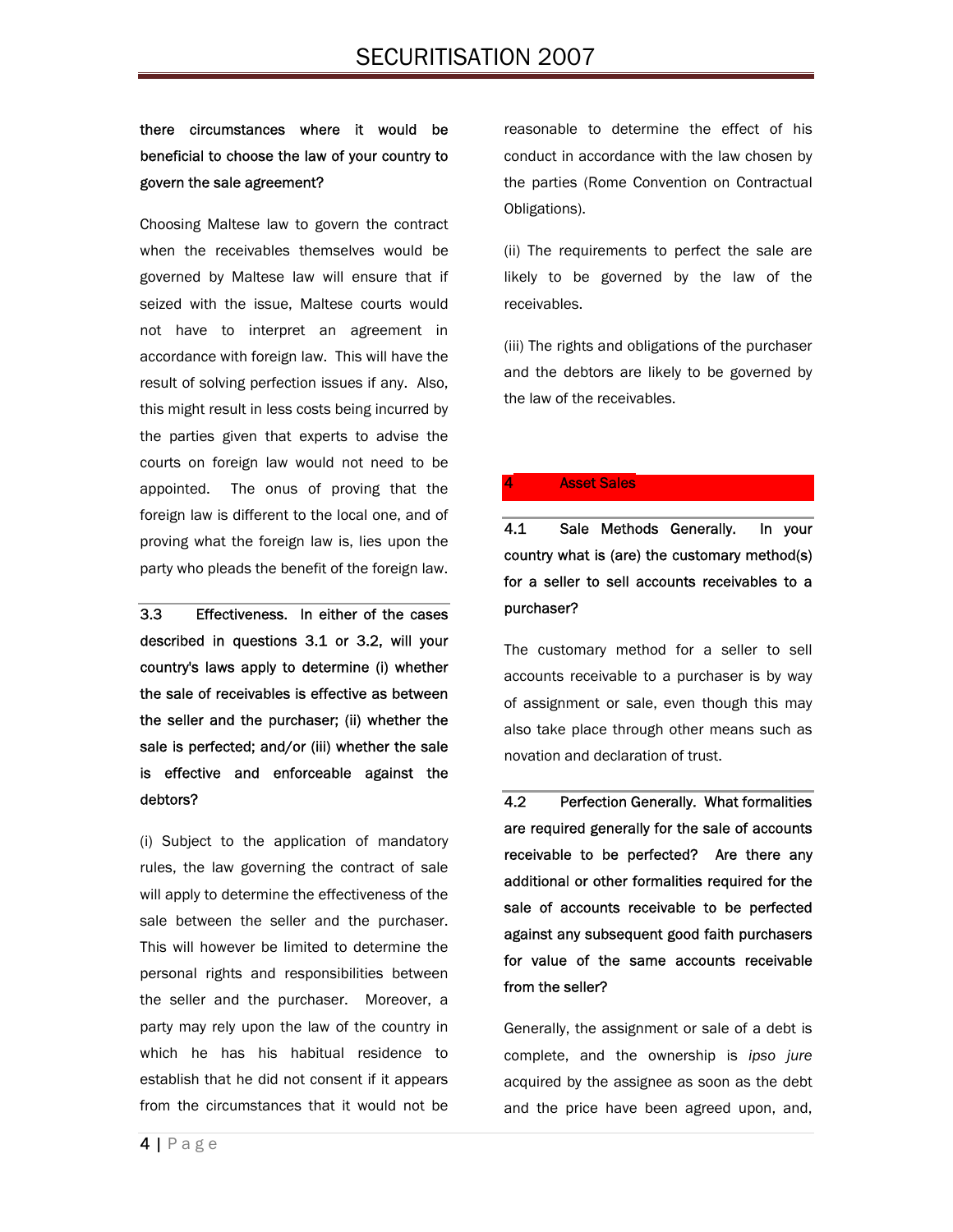**there circumstances where it would be beneficial to choose the law of your country to govern the sale agreement?**

Choosing Maltese law to govern the contract when the receivables themselves would be governed by Maltese law will ensure that if seized with the issue, Maltese courts would not have to interpret an agreement in accordance with foreign law. This will have the result of solving perfection issues if any. Also, this might result in less costs being incurred by the parties given that experts to advise the courts on foreign law would not need to be appointed. The onus of proving that the foreign law is different to the local one, and of proving what the foreign law is, lies upon the party who pleads the benefit of the foreign law.

**3.3 Effectiveness. In either of the cases described in questions 3.1 or 3.2, will your country's laws apply to determine (i) whether the sale of receivables is effective as between the seller and the purchaser; (ii) whether the sale is perfected; and/or (iii) whether the sale is effective and enforceable against the debtors?**

(i) Subject to the application of mandatory rules, the law governing the contract of sale will apply to determine the effectiveness of the sale between the seller and the purchaser. This will however be limited to determine the personal rights and responsibilities between the seller and the purchaser. Moreover, a party may rely upon the law of the country in which he has his habitual residence to establish that he did not consent if it appears from the circumstances that it would not be reasonable to determine the effect of his conduct in accordance with the law chosen by the parties (Rome Convention on Contractual Obligations).

(ii) The requirements to perfect the sale are likely to be governed by the law of the receivables.

(iii) The rights and obligations of the purchaser and the debtors are likely to be governed by the law of the receivables.

## 4 Asset Sales

**4.1 Sale Methods Generally. In your country what is (are) the customary method(s) for a seller to sell accounts receivable to a purchaser?**

The customary method for a seller to sell accounts receivable to a purchaser is by way of assignment or sale, even though this may also take place through other means such as novation and declaration of trust.

**4.2 Perfection Generally. What formalities are required generally for the sale of accounts receivable to be perfected? Are there any additional or other formalities required for the sale of accounts receivable to be perfected against any subsequent good faith purchasers for value of the same accounts receivable from the seller?**

Generally, the assignment or sale of a debt is complete, and the ownership is *ipso jure* acquired by the assignee as soon as the debt and the price have been agreed upon, and,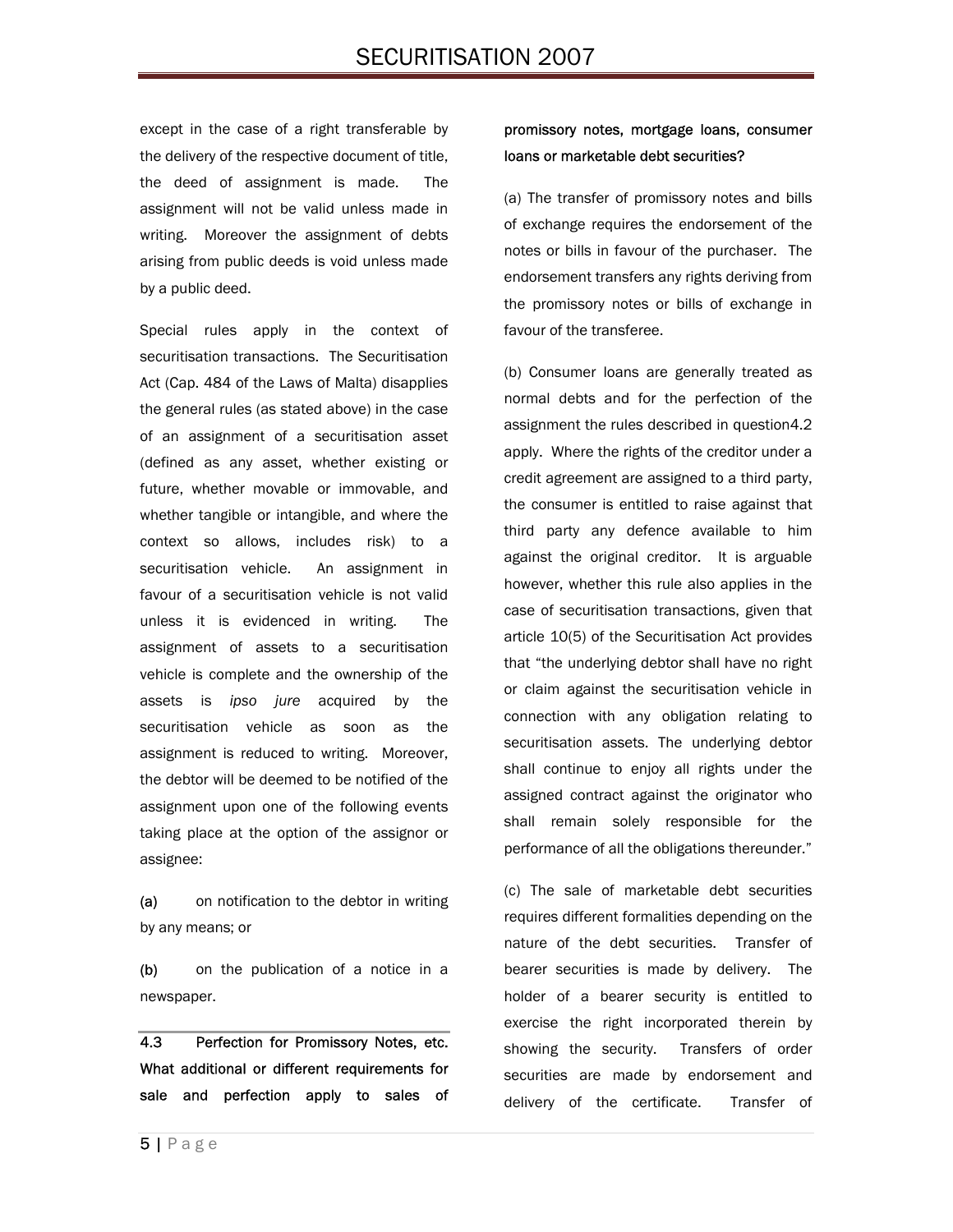except in the case of a right transferable by the delivery of the respective document of title, the deed of assignment is made. The assignment will not be valid unless made in writing. Moreover the assignment of debts arising from public deeds is void unless made by a public deed.

Special rules apply in the context of securitisation transactions. The Securitisation Act (Cap. 484 of the Laws of Malta) disapplies the general rules (as stated above) in the case of an assignment of a securitisation asset (defined as any asset, whether existing or future, whether movable or immovable, and whether tangible or intangible, and where the context so allows, includes risk) to a securitisation vehicle. An assignment in favour of a securitisation vehicle is not valid unless it is evidenced in writing. The assignment of assets to a securitisation vehicle is complete and the ownership of the assets is *ipso jure* acquired by the securitisation vehicle as soon as the assignment is reduced to writing. Moreover, the debtor will be deemed to be notified of the assignment upon one of the following events taking place at the option of the assignor or assignee:

**(a)** on notification to the debtor in writing by any means; or

**(b)** on the publication of a notice in a newspaper.

**4.3 Perfection for Promissory Notes, etc. What additional or different requirements for sale and perfection apply to sales of promissory notes, mortgage loans, consumer loans or marketable debt securities?**

(a) The transfer of promissory notes and bills of exchange requires the endorsement of the notes or bills in favour of the purchaser. The endorsement transfers any rights deriving from the promissory notes or bills of exchange in favour of the transferee.

(b) Consumer loans are generally treated as normal debts and for the perfection of the assignment the rules described in question4.2 apply. Where the rights of the creditor under a credit agreement are assigned to a third party, the consumer is entitled to raise against that third party any defence available to him against the original creditor. It is arguable however, whether this rule also applies in the case of securitisation transactions, given that article 10(5) of the Securitisation Act provides that "the underlying debtor shall have no right or claim against the securitisation vehicle in connection with any obligation relating to securitisation assets. The underlying debtor shall continue to enjoy all rights under the assigned contract against the originator who shall remain solely responsible for the performance of all the obligations thereunder."

(c) The sale of marketable debt securities requires different formalities depending on the nature of the debt securities. Transfer of bearer securities is made by delivery. The holder of a bearer security is entitled to exercise the right incorporated therein by showing the security. Transfers of order securities are made by endorsement and delivery of the certificate. Transfer of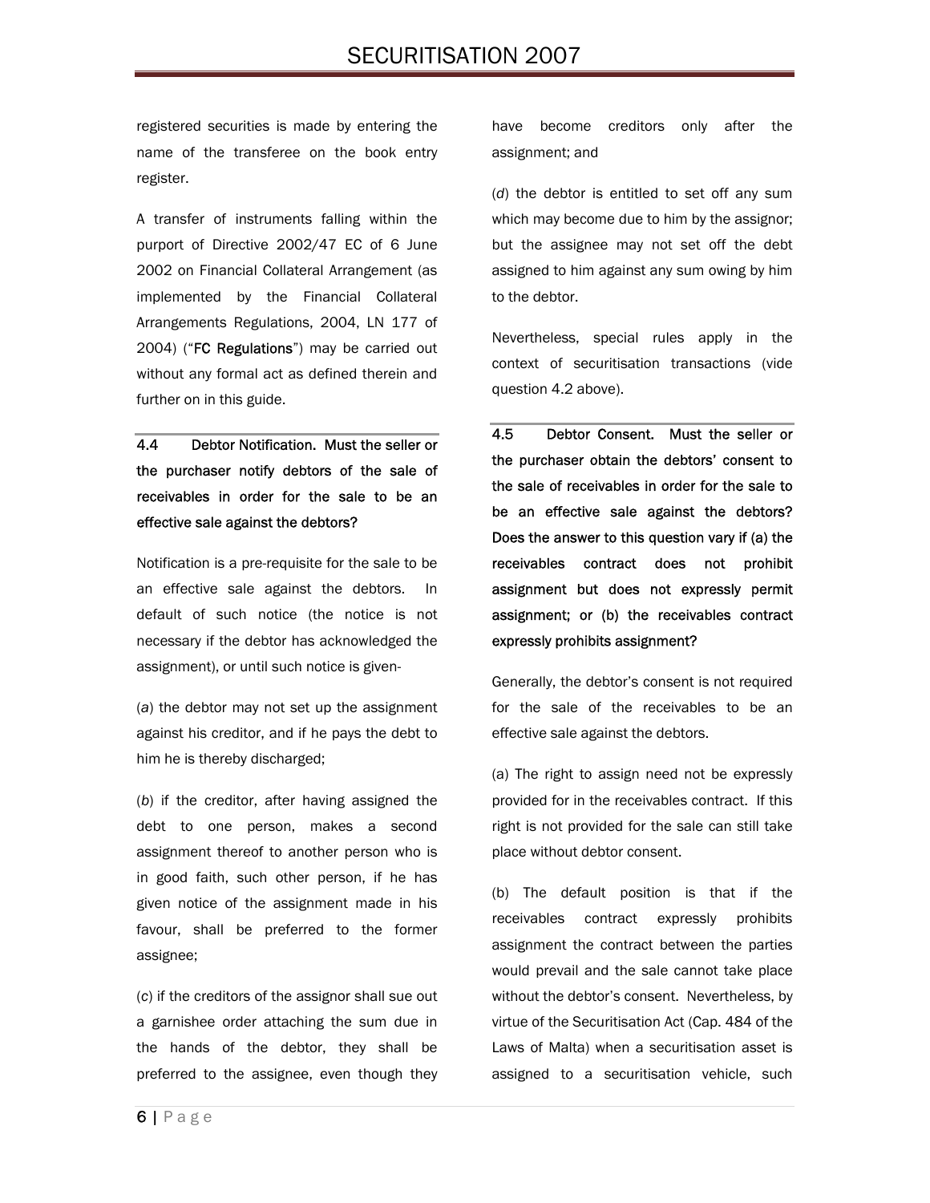registered securities is made by entering the name of the transferee on the book entry register.

A transfer of instruments falling within the purport of Directive 2002/47 EC of 6 June 2002 on Financial Collateral Arrangement (as implemented by the Financial Collateral Arrangements Regulations, 2004, LN 177 of 2004) ("**FC Regulations**") may be carried out without any formal act as defined therein and further on in this guide.

**4.4 Debtor Notification. Must the seller or the purchaser notify debtors of the sale of receivables in order for the sale to be an effective sale against the debtors?**

Notification is a pre-requisite for the sale to be an effective sale against the debtors. In default of such notice (the notice is not necessary if the debtor has acknowledged the assignment), or until such notice is given-

(*a*) the debtor may not set up the assignment against his creditor, and if he pays the debt to him he is thereby discharged;

(*b*) if the creditor, after having assigned the debt to one person, makes a second assignment thereof to another person who is in good faith, such other person, if he has given notice of the assignment made in his favour, shall be preferred to the former assignee;

(*c*) if the creditors of the assignor shall sue out a garnishee order attaching the sum due in the hands of the debtor, they shall be preferred to the assignee, even though they have become creditors only after the assignment; and

(*d*) the debtor is entitled to set off any sum which may become due to him by the assignor; but the assignee may not set off the debt assigned to him against any sum owing by him to the debtor.

Nevertheless, special rules apply in the context of securitisation transactions (vide question 4.2 above).

**4.5 Debtor Consent. Must the seller or the purchaser obtain the debtors' consent to the sale of receivables in order for the sale to be an effective sale against the debtors? Does the answer to this question vary if (a) the receivables contract does not prohibit assignment but does not expressly permit assignment; or (b) the receivables contract expressly prohibits assignment?**

Generally, the debtor's consent is not required for the sale of the receivables to be an effective sale against the debtors.

(a) The right to assign need not be expressly provided for in the receivables contract. If this right is not provided for the sale can still take place without debtor consent.

(b) The default position is that if the receivables contract expressly prohibits assignment the contract between the parties would prevail and the sale cannot take place without the debtor's consent. Nevertheless, by virtue of the Securitisation Act (Cap. 484 of the Laws of Malta) when a securitisation asset is assigned to a securitisation vehicle, such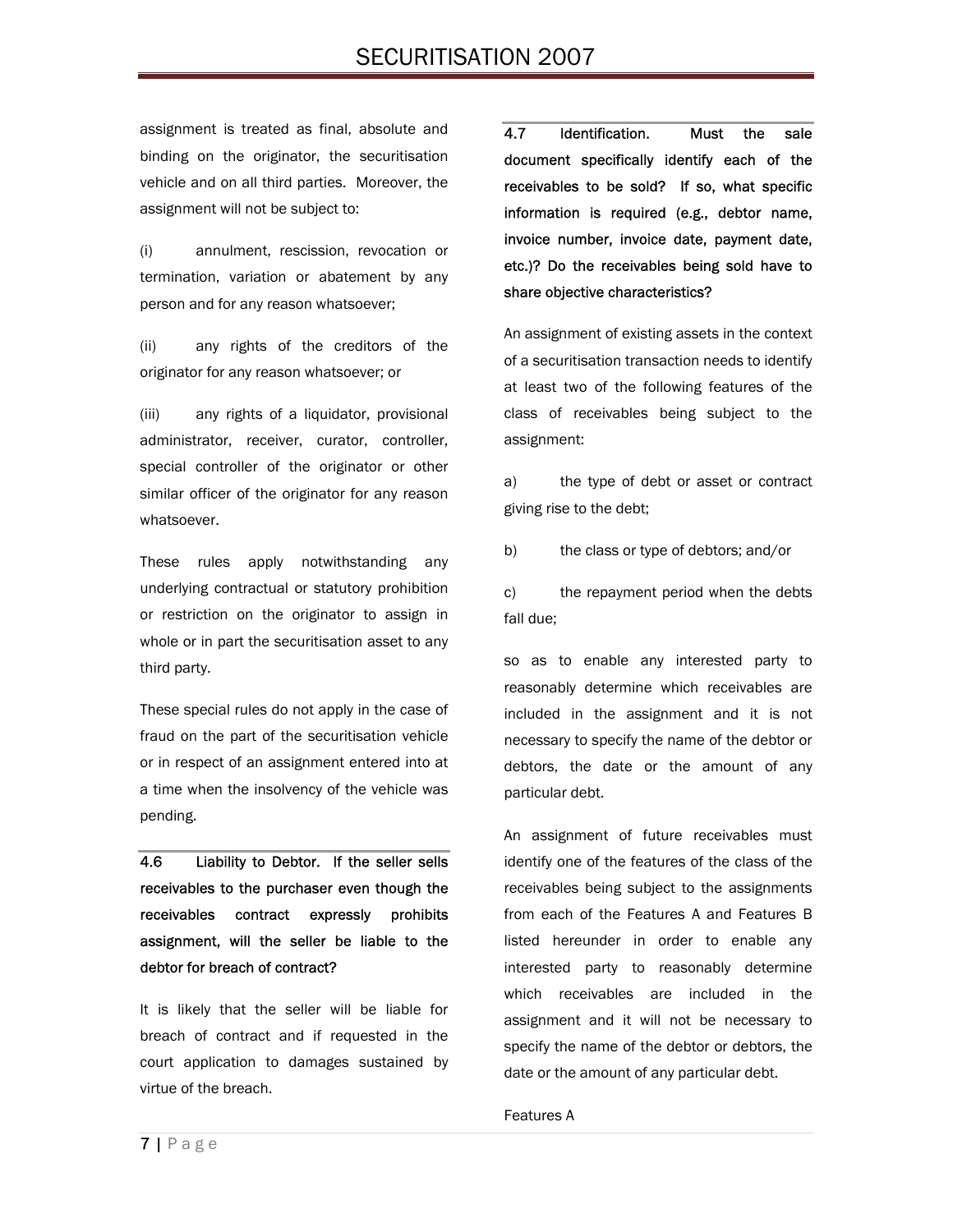assignment is treated as final, absolute and binding on the originator, the securitisation vehicle and on all third parties. Moreover, the assignment will not be subject to:

(i) annulment, rescission, revocation or termination, variation or abatement by any person and for any reason whatsoever;

(ii) any rights of the creditors of the originator for any reason whatsoever; or

(iii) any rights of a liquidator, provisional administrator, receiver, curator, controller, special controller of the originator or other similar officer of the originator for any reason whatsoever.

These rules apply notwithstanding any underlying contractual or statutory prohibition or restriction on the originator to assign in whole or in part the securitisation asset to any third party.

These special rules do not apply in the case of fraud on the part of the securitisation vehicle or in respect of an assignment entered into at a time when the insolvency of the vehicle was pending.

**4.6 Liability to Debtor. If the seller sells receivables to the purchaser even though the receivables contract expressly prohibits assignment, will the seller be liable to the debtor for breach of contract?**

It is likely that the seller will be liable for breach of contract and if requested in the court application to damages sustained by virtue of the breach.

**4.7 Identification. Must the sale document specifically identify each of the receivables to be sold? If so, what specific information is required (e.g., debtor name, invoice number, invoice date, payment date, etc.)? Do the receivables being sold have to share objective characteristics?**

An assignment of existing assets in the context of a securitisation transaction needs to identify at least two of the following features of the class of receivables being subject to the assignment:

a) the type of debt or asset or contract giving rise to the debt;

b) the class or type of debtors; and/or

c) the repayment period when the debts fall due;

so as to enable any interested party to reasonably determine which receivables are included in the assignment and it is not necessary to specify the name of the debtor or debtors, the date or the amount of any particular debt.

An assignment of future receivables must identify one of the features of the class of the receivables being subject to the assignments from each of the Features A and Features B listed hereunder in order to enable any interested party to reasonably determine which receivables are included in the assignment and it will not be necessary to specify the name of the debtor or debtors, the date or the amount of any particular debt.

Features A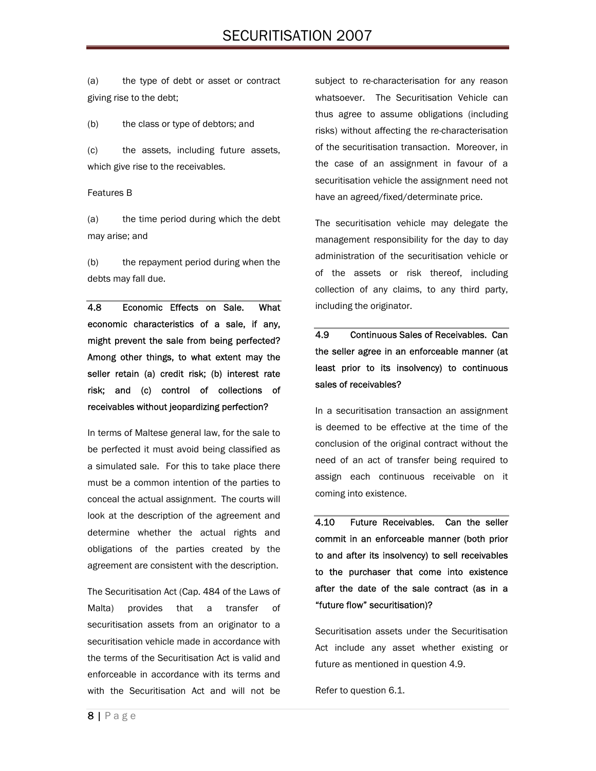(a) the type of debt or asset or contract giving rise to the debt;

(b) the class or type of debtors; and

(c) the assets, including future assets, which give rise to the receivables.

Features B

(a) the time period during which the debt may arise; and

(b) the repayment period during when the debts may fall due.

**4.8 Economic Effects on Sale. What economic characteristics of a sale, if any, might prevent the sale from being perfected? Among other things, to what extent may the seller retain (a) credit risk; (b) interest rate risk; and (c) control of collections of receivables without jeopardizing perfection?**

In terms of Maltese general law, for the sale to be perfected it must avoid being classified as a simulated sale. For this to take place there must be a common intention of the parties to conceal the actual assignment. The courts will look at the description of the agreement and determine whether the actual rights and obligations of the parties created by the agreement are consistent with the description.

The Securitisation Act (Cap. 484 of the Laws of Malta) provides that a transfer of securitisation assets from an originator to a securitisation vehicle made in accordance with the terms of the Securitisation Act is valid and enforceable in accordance with its terms and with the Securitisation Act and will not be subject to re-characterisation for any reason whatsoever. The Securitisation Vehicle can thus agree to assume obligations (including risks) without affecting the re-characterisation of the securitisation transaction. Moreover, in the case of an assignment in favour of a securitisation vehicle the assignment need not have an agreed/fixed/determinate price.

The securitisation vehicle may delegate the management responsibility for the day to day administration of the securitisation vehicle or of the assets or risk thereof, including collection of any claims, to any third party, including the originator.

**4.9 Continuous Sales of Receivables. Can the seller agree in an enforceable manner (at least prior to its insolvency) to continuous sales of receivables?**

In a securitisation transaction an assignment is deemed to be effective at the time of the conclusion of the original contract without the need of an act of transfer being required to assign each continuous receivable on it coming into existence.

**4.10 Future Receivables. Can the seller commit in an enforceable manner (both prior to and after its insolvency) to sell receivables to the purchaser that come into existence after the date of the sale contract (as in a "future flow" securitisation)?**

Securitisation assets under the Securitisation Act include any asset whether existing or future as mentioned in question 4.9.

Refer to question 6.1.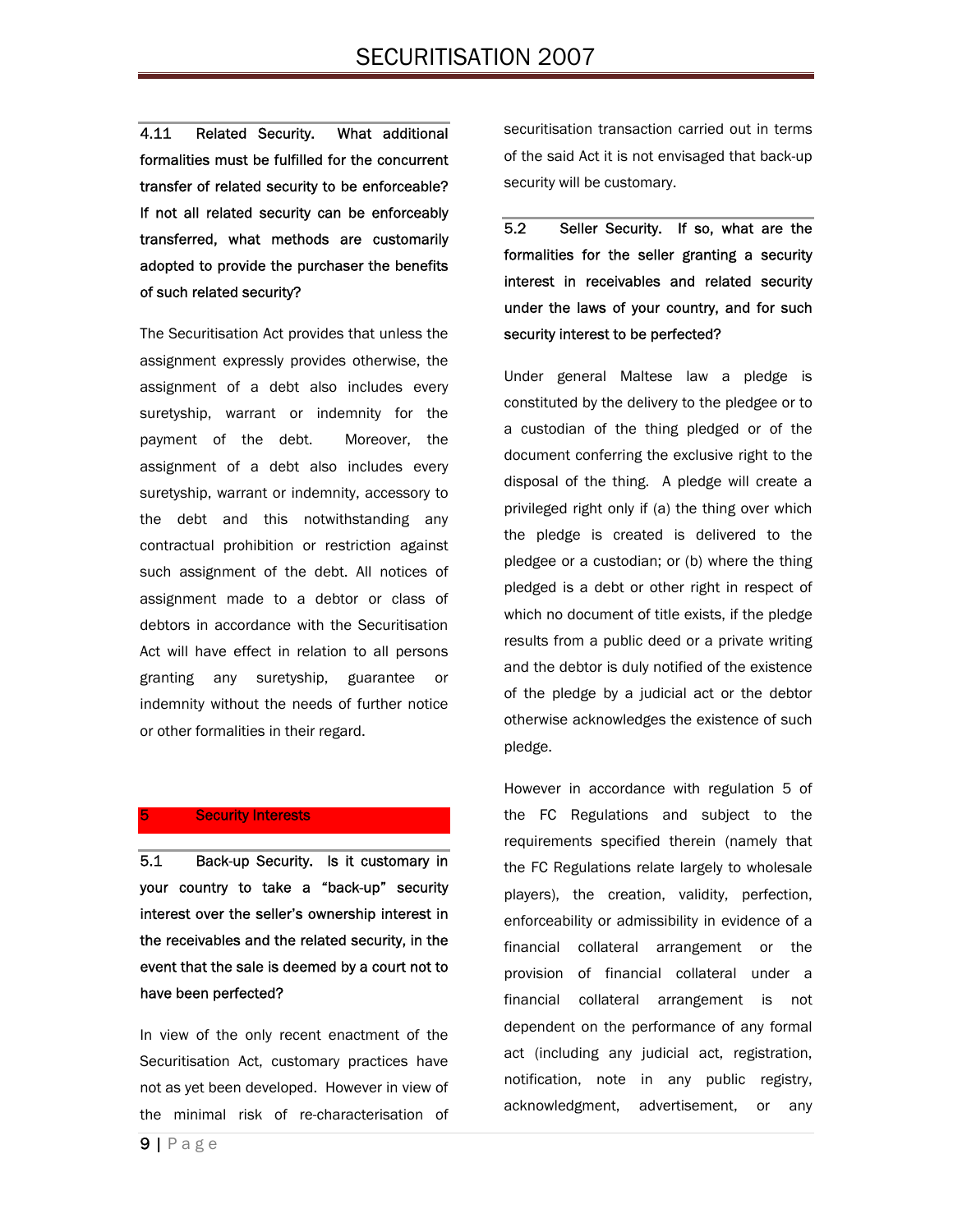**4.11 Related Security. What additional formalities must be fulfilled for the concurrent transfer of related security to be enforceable? If not all related security can be enforceably transferred, what methods are customarily adopted to provide the purchaser the benefits of such related security?**

The Securitisation Act provides that unless the assignment expressly provides otherwise, the assignment of a debt also includes every suretyship, warrant or indemnity for the payment of the debt. Moreover, the assignment of a debt also includes every suretyship, warrant or indemnity, accessory to the debt and this notwithstanding any contractual prohibition or restriction against such assignment of the debt. All notices of assignment made to a debtor or class of debtors in accordance with the Securitisation Act will have effect in relation to all persons granting any suretyship, guarantee or indemnity without the needs of further notice or other formalities in their regard.

## 5 Security Interests

**5.1 Back-up Security. Is it customary in your country to take a "back-up" security interest over the seller's ownership interest in the receivables and the related security, in the event that the sale is deemed by a court not to have been perfected?**

In view of the only recent enactment of the Securitisation Act, customary practices have not as yet been developed. However in view of the minimal risk of re-characterisation of securitisation transaction carried out in terms of the said Act it is not envisaged that back-up security will be customary.

**5.2 Seller Security. If so, what are the formalities for the seller granting a security interest in receivables and related security under the laws of your country, and for such security interest to be perfected?**

Under general Maltese law a pledge is constituted by the delivery to the pledgee or to a custodian of the thing pledged or of the document conferring the exclusive right to the disposal of the thing. A pledge will create a privileged right only if (a) the thing over which the pledge is created is delivered to the pledgee or a custodian; or (b) where the thing pledged is a debt or other right in respect of which no document of title exists, if the pledge results from a public deed or a private writing and the debtor is duly notified of the existence of the pledge by a judicial act or the debtor otherwise acknowledges the existence of such pledge.

However in accordance with regulation 5 of the FC Regulations and subject to the requirements specified therein (namely that the FC Regulations relate largely to wholesale players), the creation, validity, perfection, enforceability or admissibility in evidence of a financial collateral arrangement or the provision of financial collateral under a financial collateral arrangement is not dependent on the performance of any formal act (including any judicial act, registration, notification, note in any public registry, acknowledgment, advertisement, or any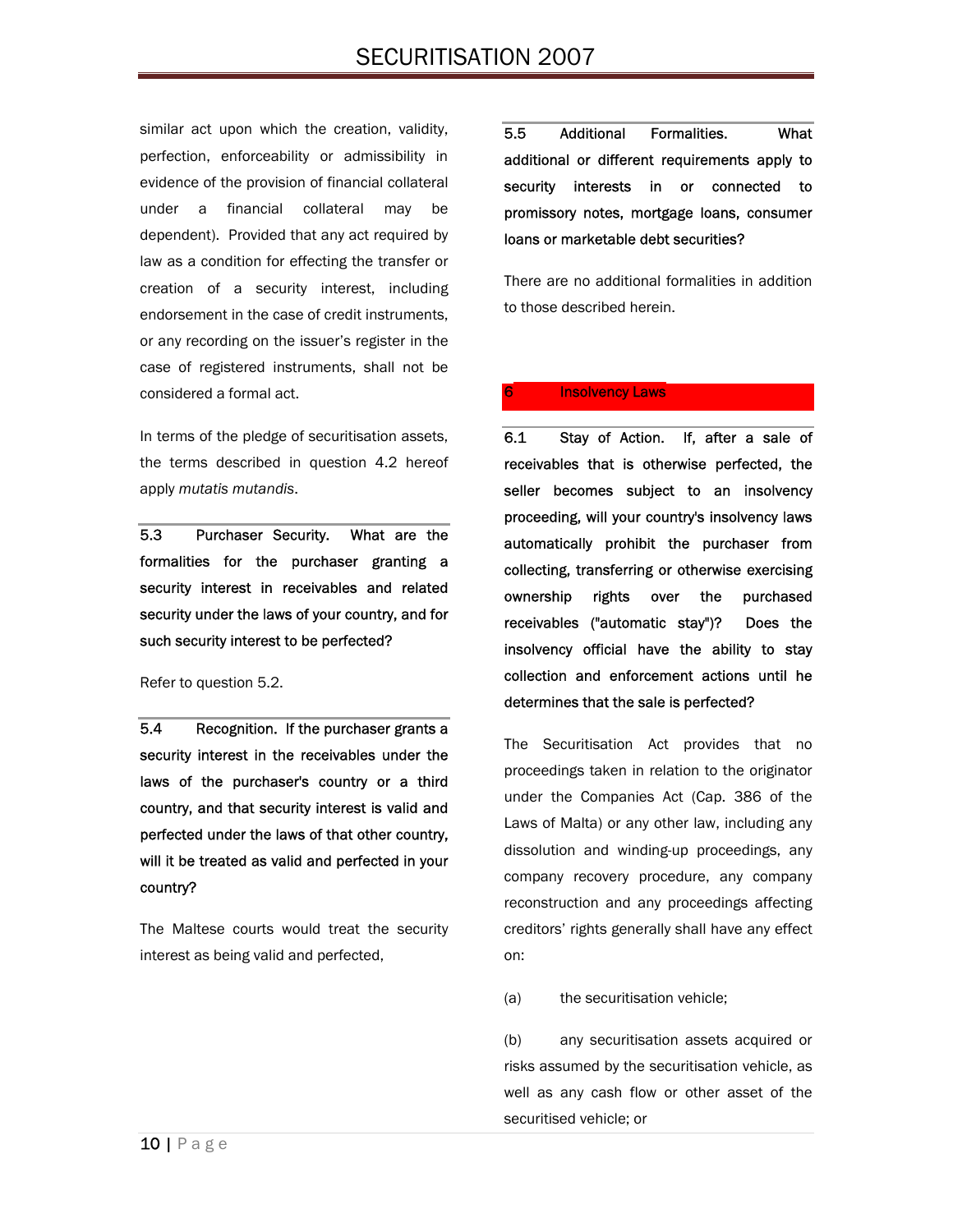similar act upon which the creation, validity, perfection, enforceability or admissibility in evidence of the provision of financial collateral under a financial collateral may be dependent). Provided that any act required by law as a condition for effecting the transfer or creation of a security interest, including endorsement in the case of credit instruments, or any recording on the issuer's register in the case of registered instruments, shall not be considered a formal act.

In terms of the pledge of securitisation assets, the terms described in question 4.2 hereof apply *mutatis mutandis*.

**5.3 Purchaser Security. What are the formalities for the purchaser granting a security interest in receivables and related security under the laws of your country, and for such security interest to be perfected?**

Refer to question 5.2.

**5.4 Recognition. If the purchaser grants a security interest in the receivables under the laws of the purchaser's country or a third country, and that security interest is valid and perfected under the laws of that other country, will it be treated as valid and perfected in your country?**

The Maltese courts would treat the security interest as being valid and perfected,

**5.5 Additional Formalities. What additional or different requirements apply to security interests in or connected to promissory notes, mortgage loans, consumer loans or marketable debt securities?**

There are no additional formalities in addition to those described herein.

## 6 Insolvency Laws

**6.1 Stay of Action. If, after a sale of receivables that is otherwise perfected, the seller becomes subject to an insolvency proceeding, will your country's insolvency laws automatically prohibit the purchaser from collecting, transferring or otherwise exercising ownership rights over the purchased receivables ("automatic stay")? Does the insolvency official have the ability to stay collection and enforcement actions until he determines that the sale is perfected?**

The Securitisation Act provides that no proceedings taken in relation to the originator under the Companies Act (Cap. 386 of the Laws of Malta) or any other law, including any dissolution and winding-up proceedings, any company recovery procedure, any company reconstruction and any proceedings affecting creditors' rights generally shall have any effect on:

(a) the securitisation vehicle;

(b) any securitisation assets acquired or risks assumed by the securitisation vehicle, as well as any cash flow or other asset of the securitised vehicle; or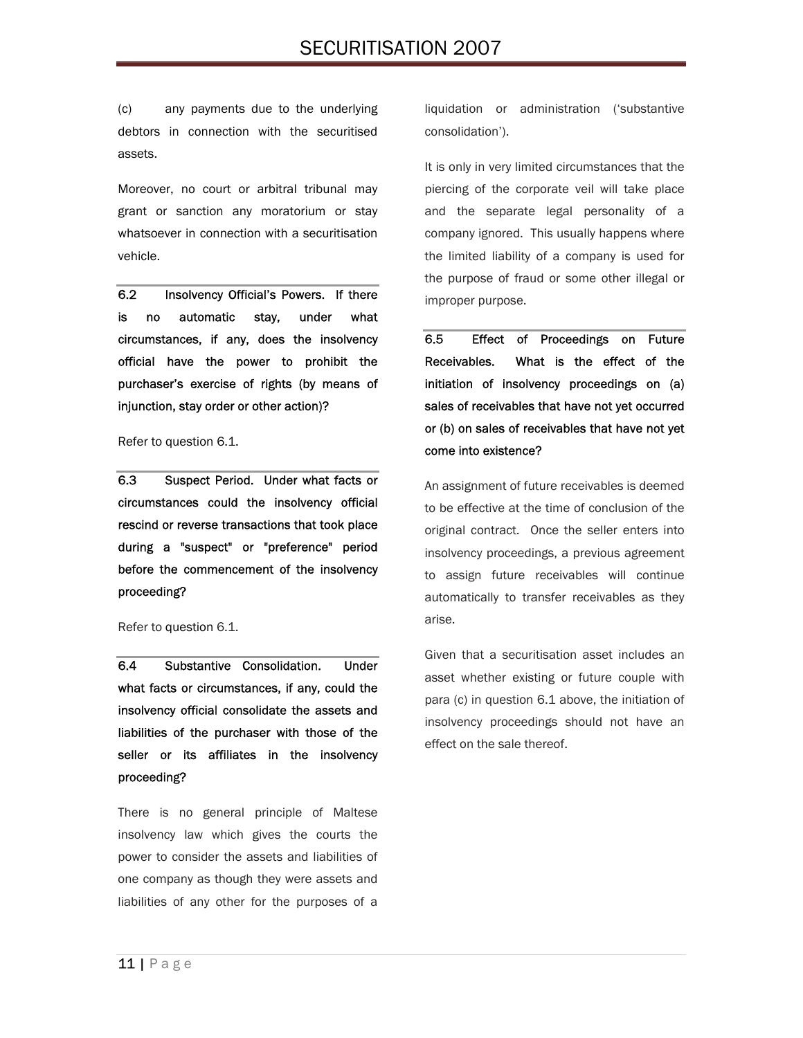(c) any payments due to the underlying debtors in connection with the securitised assets.

Moreover, no court or arbitral tribunal may grant or sanction any moratorium or stay whatsoever in connection with a securitisation vehicle.

**6.2 Insolvency Official's Powers. If there is no automatic stay, under what circumstances, if any, does the insolvency official have the power to prohibit the purchaser's exercise of rights (by means of injunction, stay order or other action)?**

Refer to question 6.1.

**6.3 Suspect Period. Under what facts or circumstances could the insolvency official rescind or reverse transactions that took place during a "suspect" or "preference" period before the commencement of the insolvency proceeding?**

Refer to question 6.1.

**6.4 Substantive Consolidation. Under what facts or circumstances, if any, could the insolvency official consolidate the assets and liabilities of the purchaser with those of the seller or its affiliates in the insolvency proceeding?**

There is no general principle of Maltese insolvency law which gives the courts the power to consider the assets and liabilities of one company as though they were assets and liabilities of any other for the purposes of a liquidation or administration ('substantive consolidation').

It is only in very limited circumstances that the piercing of the corporate veil will take place and the separate legal personality of a company ignored. This usually happens where the limited liability of a company is used for the purpose of fraud or some other illegal or improper purpose.

**6.5 Effect of Proceedings on Future Receivables. What is the effect of the initiation of insolvency proceedings on (a) sales of receivables that have not yet occurred or (b) on sales of receivables that have not yet come into existence?**

An assignment of future receivables is deemed to be effective at the time of conclusion of the original contract. Once the seller enters into insolvency proceedings, a previous agreement to assign future receivables will continue automatically to transfer receivables as they arise.

Given that a securitisation asset includes an asset whether existing or future couple with para (c) in question 6.1 above, the initiation of insolvency proceedings should not have an effect on the sale thereof.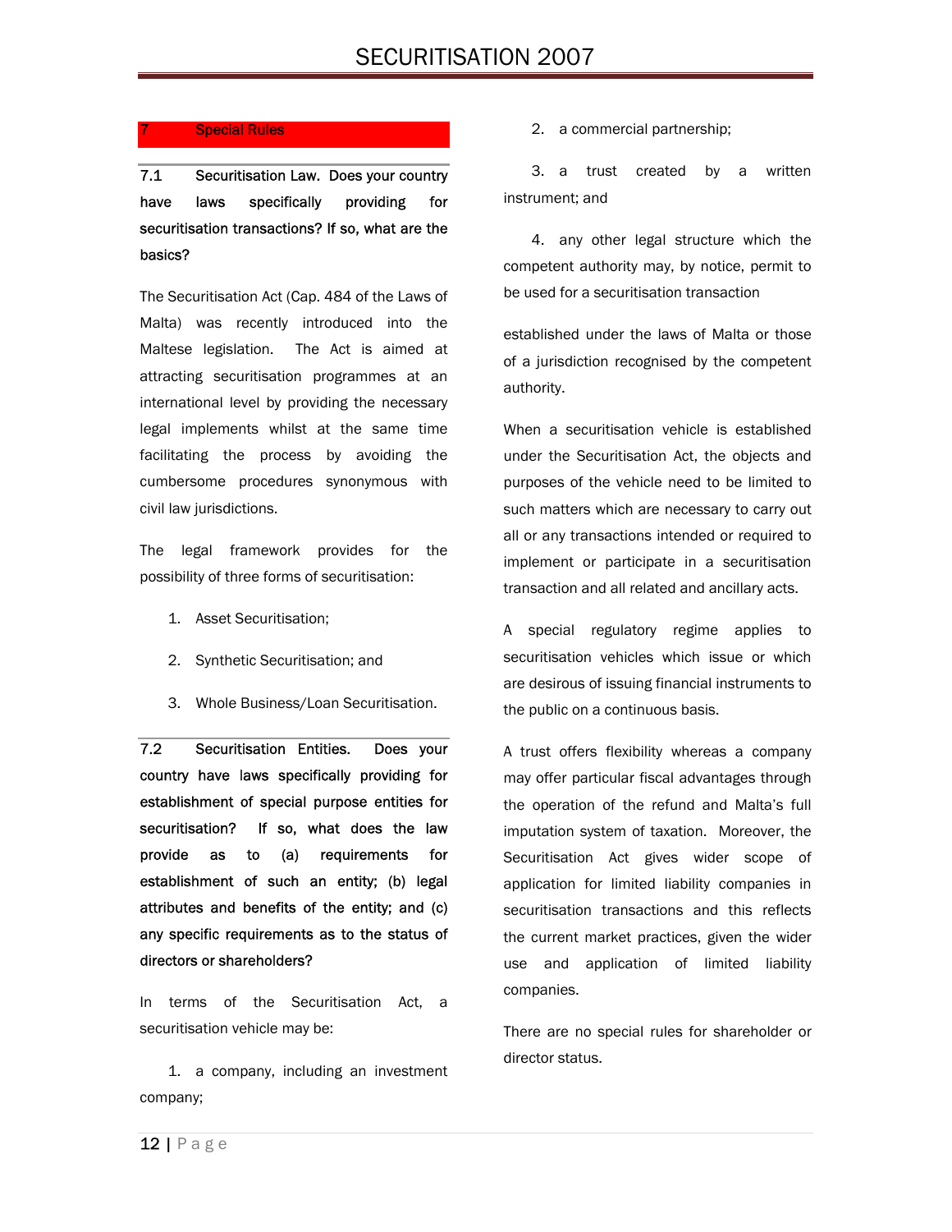## 7 Special Rules

### 7.1 Securitisation Law. Does your country have laws specifically providing for securitisation transactions? If so, what are the basics?

The Securitisation Act (Cap. 484 of the Laws of Malta) was recently introduced into the Maltese legislation. The Act is aimed at attracting securitisation programmes at an international level by providing the necessary legal implements whilst at the same time facilitating the process by avoiding the cumbersome procedures synonymous with civil law jurisdictions.

The legal framework provides for the possibility of three forms of securitisation:

1. Asset Securitisation;
2. Synthetic Securitisation; and
3. Whole Business/Loan Securitisation.

### 7.2 Securitisation Entities. Does your country have laws specifically providing for establishment of special purpose entities for securitisation? If so, what does the law provide as to (a) requirements for establishment of such an entity; (b) legal attributes and benefits of the entity; and (c) any specific requirements as to the status of directors or shareholders?

In terms of the Securitisation Act, a securitisation vehicle may be:

1. a company, including an investment company;
2. a commercial partnership;
3. a trust created by a written instrument; and
4. any other legal structure which the competent authority may, by notice, permit to be used for a securitisation transaction

established under the laws of Malta or those of a jurisdiction recognised by the competent authority.

When a securitisation vehicle is established under the Securitisation Act, the objects and purposes of the vehicle need to be limited to such matters which are necessary to carry out all or any transactions intended or required to implement or participate in a securitisation transaction and all related and ancillary acts.

A special regulatory regime applies to securitisation vehicles which issue or which are desirous of issuing financial instruments to the public on a continuous basis.

A trust offers flexibility whereas a company may offer particular fiscal advantages through the operation of the refund and Malta's full imputation system of taxation. Moreover, the Securitisation Act gives wider scope of application for limited liability companies in securitisation transactions and this reflects the current market practices, given the wider use and application of limited liability companies.

There are no special rules for shareholder or director status.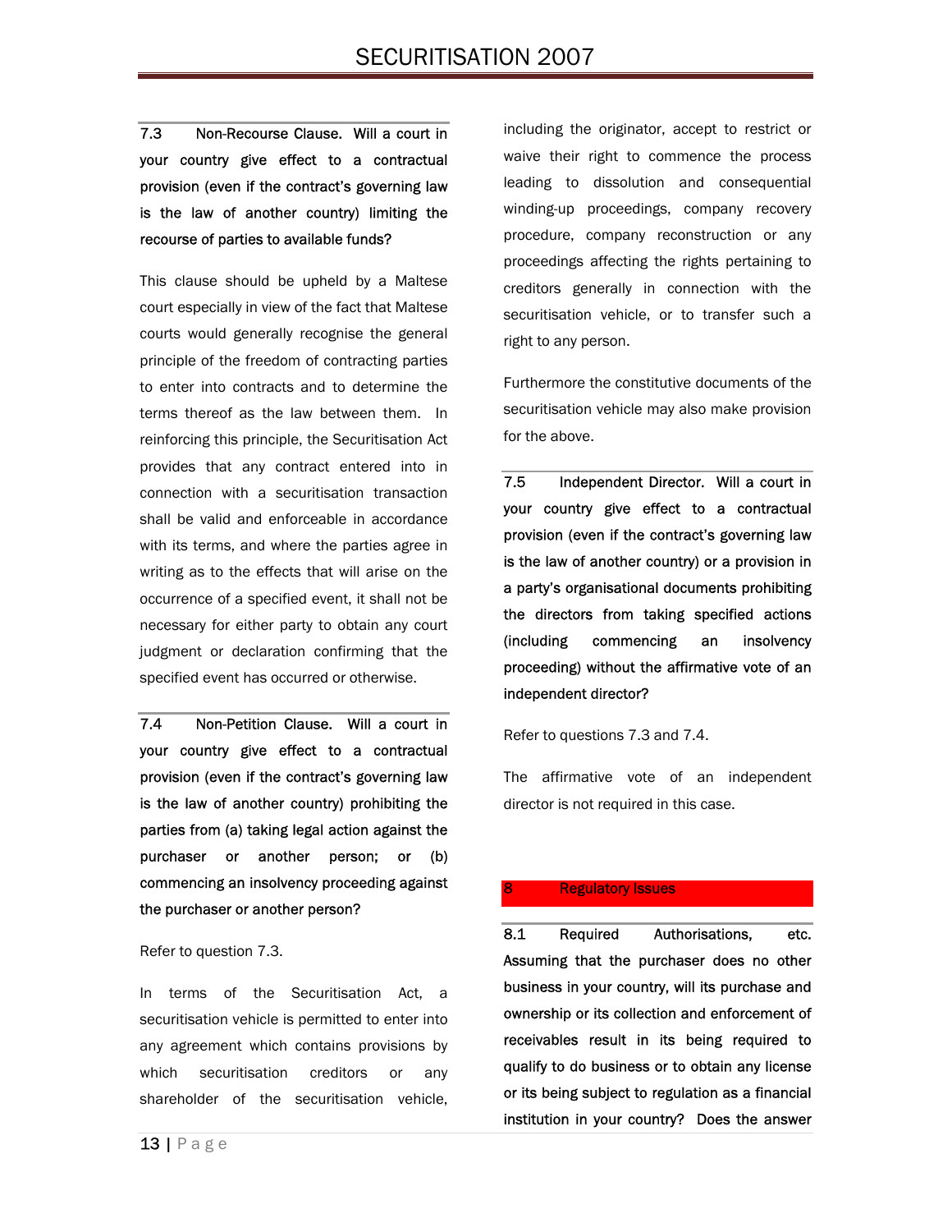**7.3 Non-Recourse Clause. Will a court in your country give effect to a contractual provision (even if the contract's governing law is the law of another country) limiting the recourse of parties to available funds?**

This clause should be upheld by a Maltese court especially in view of the fact that Maltese courts would generally recognise the general principle of the freedom of contracting parties to enter into contracts and to determine the terms thereof as the law between them. In reinforcing this principle, the Securitisation Act provides that any contract entered into in connection with a securitisation transaction shall be valid and enforceable in accordance with its terms, and where the parties agree in writing as to the effects that will arise on the occurrence of a specified event, it shall not be necessary for either party to obtain any court judgment or declaration confirming that the specified event has occurred or otherwise.

**7.4 Non-Petition Clause. Will a court in your country give effect to a contractual provision (even if the contract's governing law is the law of another country) prohibiting the parties from (a) taking legal action against the purchaser or another person; or (b) commencing an insolvency proceeding against the purchaser or another person?**

Refer to question 7.3.

In terms of the Securitisation Act, a securitisation vehicle is permitted to enter into any agreement which contains provisions by which securitisation creditors or any shareholder of the securitisation vehicle, including the originator, accept to restrict or waive their right to commence the process leading to dissolution and consequential winding-up proceedings, company recovery procedure, company reconstruction or any proceedings affecting the rights pertaining to creditors generally in connection with the securitisation vehicle, or to transfer such a right to any person.

Furthermore the constitutive documents of the securitisation vehicle may also make provision for the above.

**7.5 Independent Director. Will a court in your country give effect to a contractual provision (even if the contract's governing law is the law of another country) or a provision in a party's organisational documents prohibiting the directors from taking specified actions (including commencing an insolvency proceeding) without the affirmative vote of an independent director?**

Refer to questions 7.3 and 7.4.

The affirmative vote of an independent director is not required in this case.

## 8 Regulatory Issues

**8.1 Required Authorisations, etc. Assuming that the purchaser does no other business in your country, will its purchase and ownership or its collection and enforcement of receivables result in its being required to qualify to do business or to obtain any license or its being subject to regulation as a financial institution in your country? Does the answer**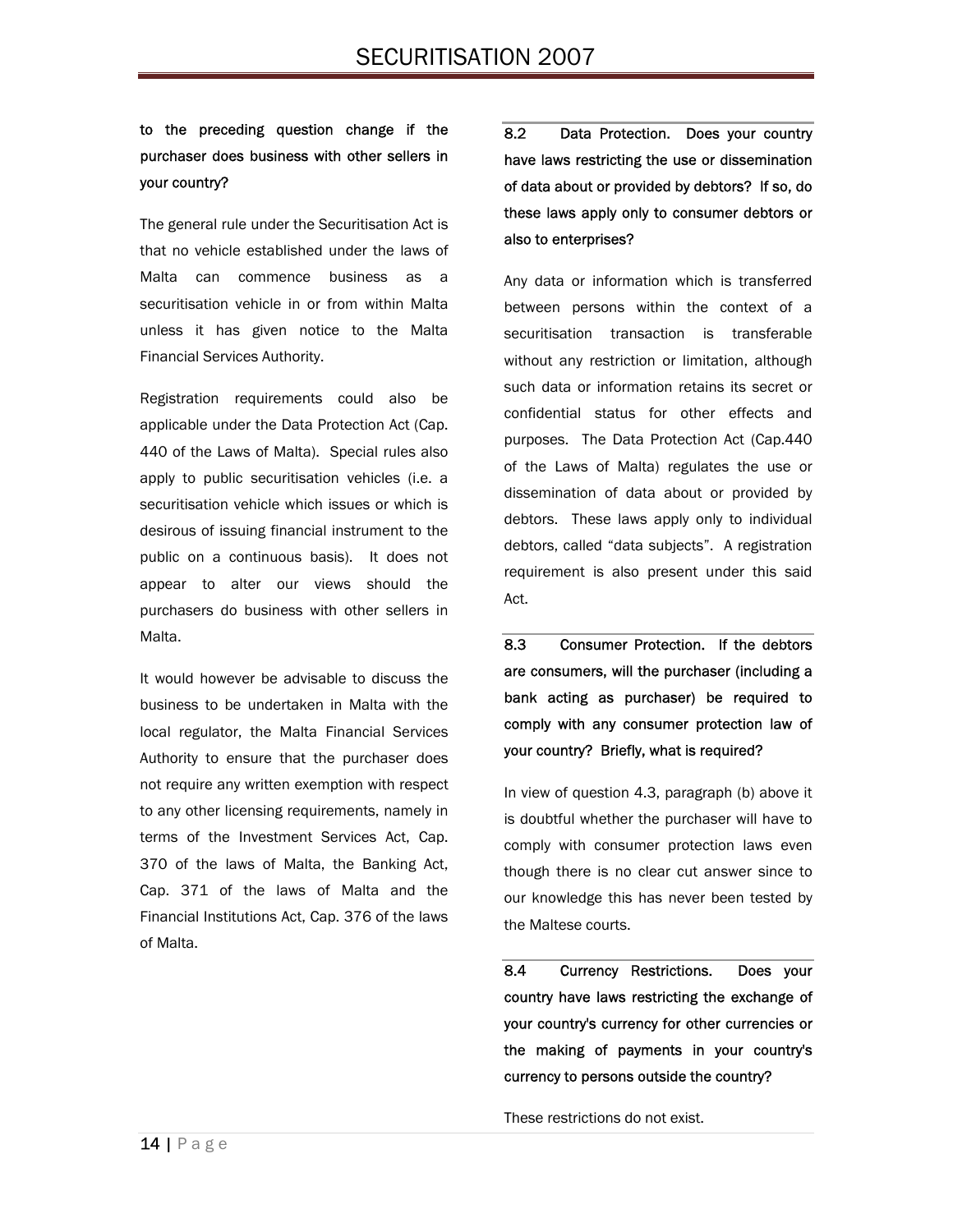**to the preceding question change if the purchaser does business with other sellers in your country?**

The general rule under the Securitisation Act is that no vehicle established under the laws of Malta can commence business as a securitisation vehicle in or from within Malta unless it has given notice to the Malta Financial Services Authority.

Registration requirements could also be applicable under the Data Protection Act (Cap. 440 of the Laws of Malta). Special rules also apply to public securitisation vehicles (i.e. a securitisation vehicle which issues or which is desirous of issuing financial instrument to the public on a continuous basis). It does not appear to alter our views should the purchasers do business with other sellers in Malta.

It would however be advisable to discuss the business to be undertaken in Malta with the local regulator, the Malta Financial Services Authority to ensure that the purchaser does not require any written exemption with respect to any other licensing requirements, namely in terms of the Investment Services Act, Cap. 370 of the laws of Malta, the Banking Act, Cap. 371 of the laws of Malta and the Financial Institutions Act, Cap. 376 of the laws of Malta.

**8.2 Data Protection. Does your country have laws restricting the use or dissemination of data about or provided by debtors? If so, do these laws apply only to consumer debtors or also to enterprises?**

Any data or information which is transferred between persons within the context of a securitisation transaction is transferable without any restriction or limitation, although such data or information retains its secret or confidential status for other effects and purposes. The Data Protection Act (Cap.440 of the Laws of Malta) regulates the use or dissemination of data about or provided by debtors. These laws apply only to individual debtors, called "data subjects". A registration requirement is also present under this said Act.

**8.3 Consumer Protection. If the debtors are consumers, will the purchaser (including a bank acting as purchaser) be required to comply with any consumer protection law of your country? Briefly, what is required?**

In view of question 4.3, paragraph (b) above it is doubtful whether the purchaser will have to comply with consumer protection laws even though there is no clear cut answer since to our knowledge this has never been tested by the Maltese courts.

**8.4 Currency Restrictions. Does your country have laws restricting the exchange of your country's currency for other currencies or the making of payments in your country's currency to persons outside the country?**

These restrictions do not exist.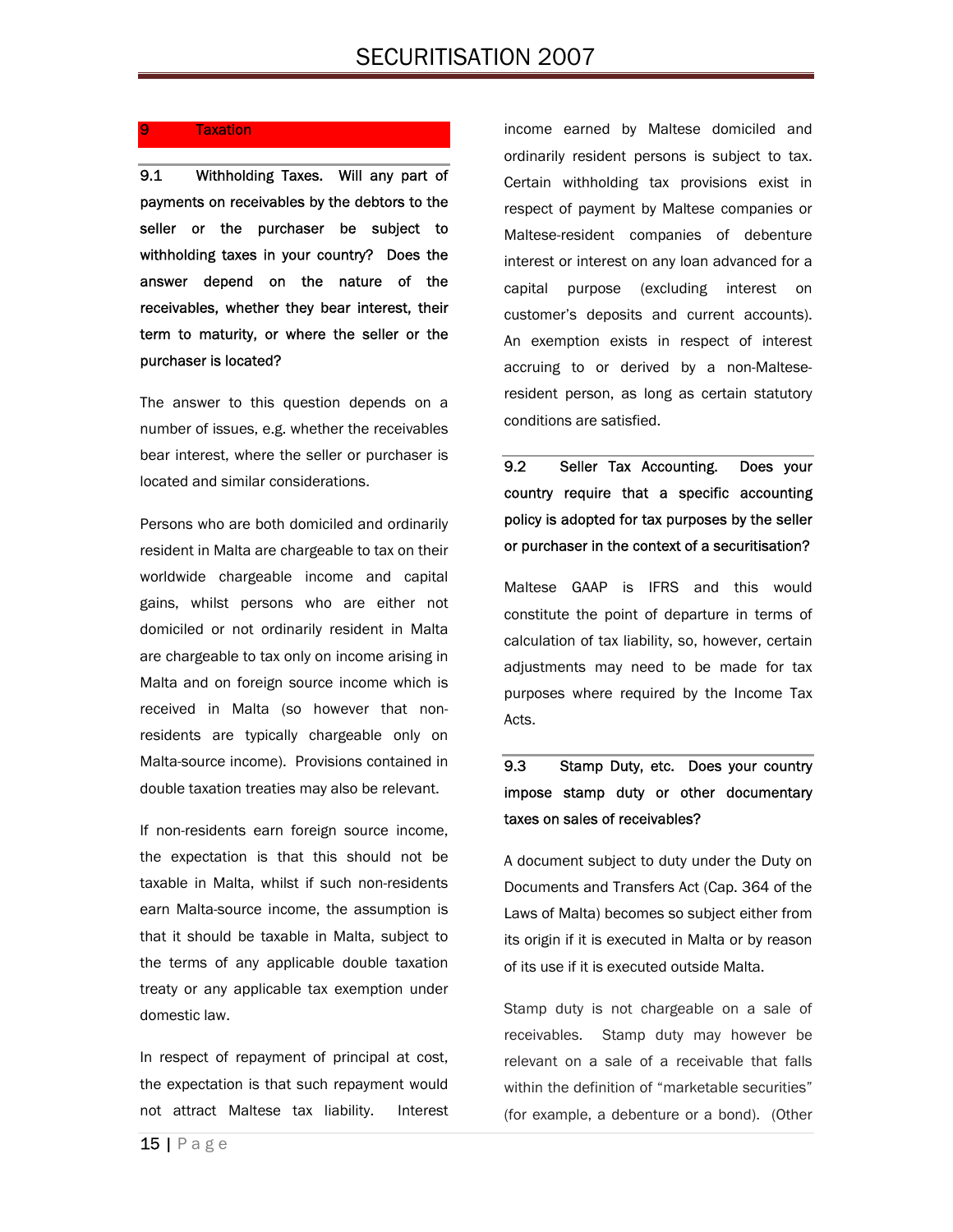## 9 Taxation

**9.1 Withholding Taxes. Will any part of payments on receivables by the debtors to the seller or the purchaser be subject to withholding taxes in your country? Does the answer depend on the nature of the receivables, whether they bear interest, their term to maturity, or where the seller or the purchaser is located?**

The answer to this question depends on a number of issues, e.g. whether the receivables bear interest, where the seller or purchaser is located and similar considerations.

Persons who are both domiciled and ordinarily resident in Malta are chargeable to tax on their worldwide chargeable income and capital gains, whilst persons who are either not domiciled or not ordinarily resident in Malta are chargeable to tax only on income arising in Malta and on foreign source income which is received in Malta (so however that non-residents are typically chargeable only on Malta-source income). Provisions contained in double taxation treaties may also be relevant.

If non-residents earn foreign source income, the expectation is that this should not be taxable in Malta, whilst if such non-residents earn Malta-source income, the assumption is that it should be taxable in Malta, subject to the terms of any applicable double taxation treaty or any applicable tax exemption under domestic law.

In respect of repayment of principal at cost, the expectation is that such repayment would not attract Maltese tax liability. Interest income earned by Maltese domiciled and ordinarily resident persons is subject to tax. Certain withholding tax provisions exist in respect of payment by Maltese companies or Maltese-resident companies of debenture interest or interest on any loan advanced for a capital purpose (excluding interest on customer's deposits and current accounts). An exemption exists in respect of interest accruing to or derived by a non-Maltese-resident person, as long as certain statutory conditions are satisfied.

**9.2 Seller Tax Accounting. Does your country require that a specific accounting policy is adopted for tax purposes by the seller or purchaser in the context of a securitisation?**

Maltese GAAP is IFRS and this would constitute the point of departure in terms of calculation of tax liability, so, however, certain adjustments may need to be made for tax purposes where required by the Income Tax Acts.

**9.3 Stamp Duty, etc. Does your country impose stamp duty or other documentary taxes on sales of receivables?**

A document subject to duty under the Duty on Documents and Transfers Act (Cap. 364 of the Laws of Malta) becomes so subject either from its origin if it is executed in Malta or by reason of its use if it is executed outside Malta.

Stamp duty is not chargeable on a sale of receivables. Stamp duty may however be relevant on a sale of a receivable that falls within the definition of "marketable securities" (for example, a debenture or a bond). (Other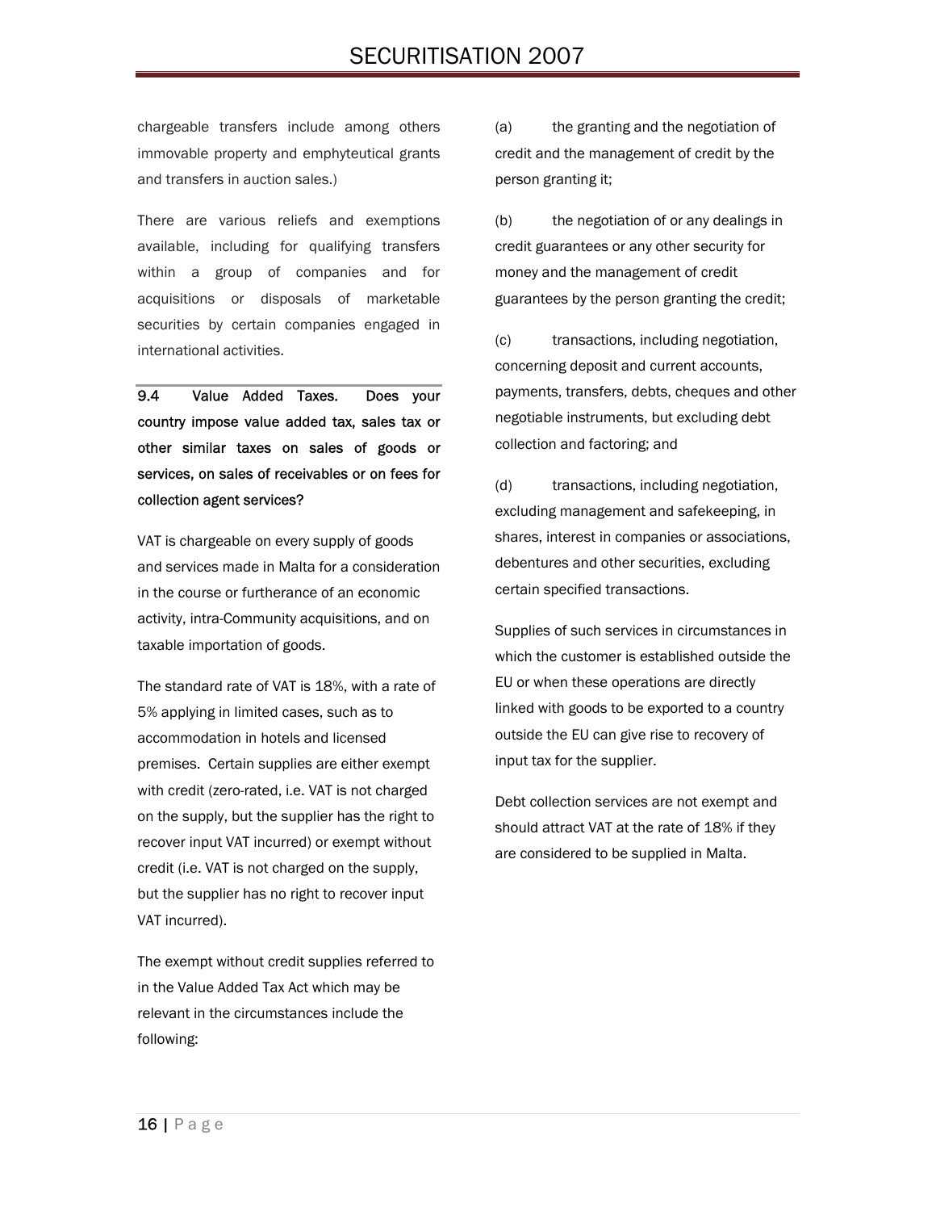chargeable transfers include among others immovable property and emphyteutical grants and transfers in auction sales.)

There are various reliefs and exemptions available, including for qualifying transfers within a group of companies and for acquisitions or disposals of marketable securities by certain companies engaged in international activities.

**9.4 Value Added Taxes. Does your country impose value added tax, sales tax or other similar taxes on sales of goods or services, on sales of receivables or on fees for collection agent services?**

VAT is chargeable on every supply of goods and services made in Malta for a consideration in the course or furtherance of an economic activity, intra-Community acquisitions, and on taxable importation of goods.

The standard rate of VAT is 18%, with a rate of 5% applying in limited cases, such as to accommodation in hotels and licensed premises. Certain supplies are either exempt with credit (zero-rated, i.e. VAT is not charged on the supply, but the supplier has the right to recover input VAT incurred) or exempt without credit (i.e. VAT is not charged on the supply, but the supplier has no right to recover input VAT incurred).

The exempt without credit supplies referred to in the Value Added Tax Act which may be relevant in the circumstances include the following:

(a) the granting and the negotiation of credit and the management of credit by the person granting it;

(b) the negotiation of or any dealings in credit guarantees or any other security for money and the management of credit guarantees by the person granting the credit;

(c) transactions, including negotiation, concerning deposit and current accounts, payments, transfers, debts, cheques and other negotiable instruments, but excluding debt collection and factoring; and

(d) transactions, including negotiation, excluding management and safekeeping, in shares, interest in companies or associations, debentures and other securities, excluding certain specified transactions.

Supplies of such services in circumstances in which the customer is established outside the EU or when these operations are directly linked with goods to be exported to a country outside the EU can give rise to recovery of input tax for the supplier.

Debt collection services are not exempt and should attract VAT at the rate of 18% if they are considered to be supplied in Malta.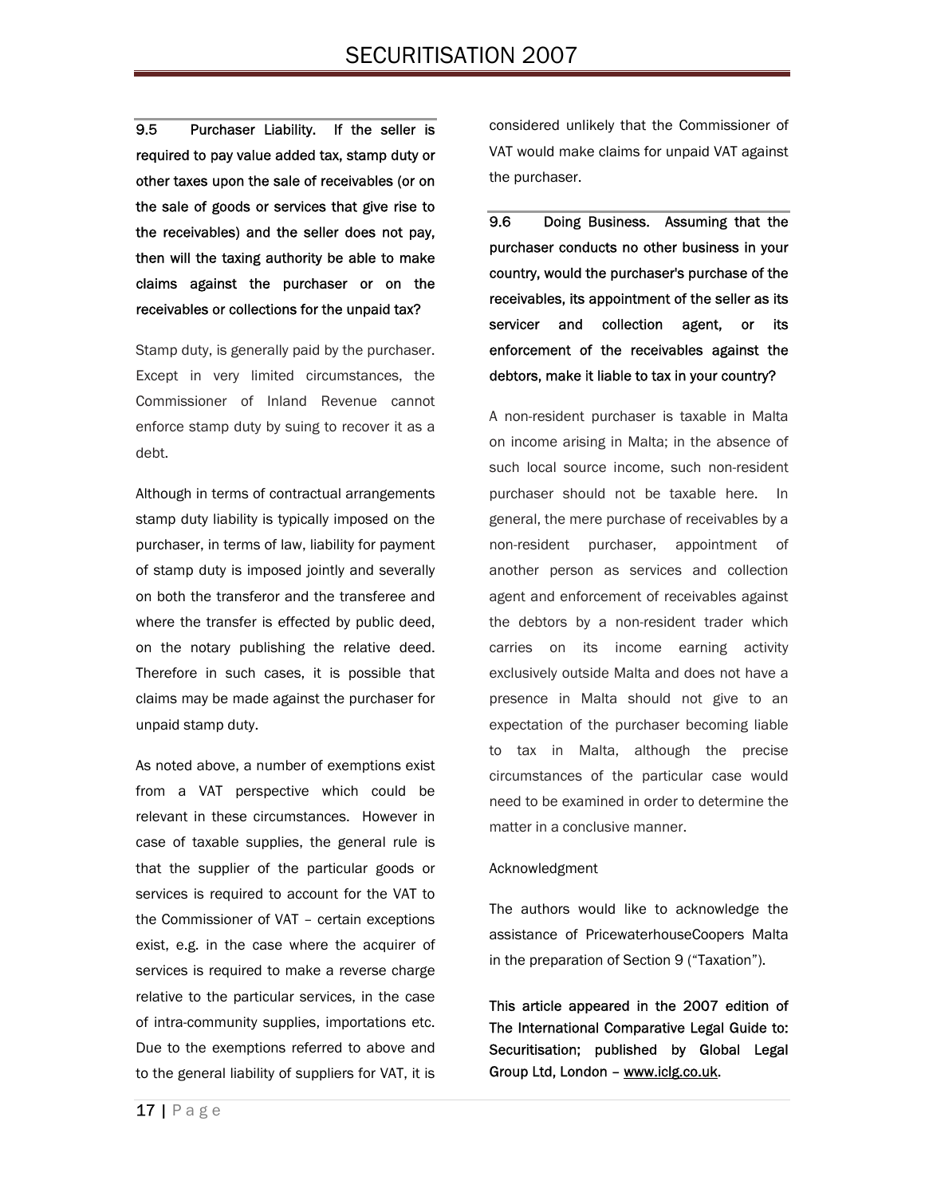**9.5 Purchaser Liability. If the seller is required to pay value added tax, stamp duty or other taxes upon the sale of receivables (or on the sale of goods or services that give rise to the receivables) and the seller does not pay, then will the taxing authority be able to make claims against the purchaser or on the receivables or collections for the unpaid tax?**

Stamp duty, is generally paid by the purchaser. Except in very limited circumstances, the Commissioner of Inland Revenue cannot enforce stamp duty by suing to recover it as a debt.

Although in terms of contractual arrangements stamp duty liability is typically imposed on the purchaser, in terms of law, liability for payment of stamp duty is imposed jointly and severally on both the transferor and the transferee and where the transfer is effected by public deed, on the notary publishing the relative deed. Therefore in such cases, it is possible that claims may be made against the purchaser for unpaid stamp duty.

As noted above, a number of exemptions exist from a VAT perspective which could be relevant in these circumstances. However in case of taxable supplies, the general rule is that the supplier of the particular goods or services is required to account for the VAT to the Commissioner of VAT – certain exceptions exist, e.g. in the case where the acquirer of services is required to make a reverse charge relative to the particular services, in the case of intra-community supplies, importations etc. Due to the exemptions referred to above and to the general liability of suppliers for VAT, it is considered unlikely that the Commissioner of VAT would make claims for unpaid VAT against the purchaser.

**9.6 Doing Business. Assuming that the purchaser conducts no other business in your country, would the purchaser's purchase of the receivables, its appointment of the seller as its servicer and collection agent, or its enforcement of the receivables against the debtors, make it liable to tax in your country?**

A non-resident purchaser is taxable in Malta on income arising in Malta; in the absence of such local source income, such non-resident purchaser should not be taxable here. In general, the mere purchase of receivables by a non-resident purchaser, appointment of another person as services and collection agent and enforcement of receivables against the debtors by a non-resident trader which carries on its income earning activity exclusively outside Malta and does not have a presence in Malta should not give to an expectation of the purchaser becoming liable to tax in Malta, although the precise circumstances of the particular case would need to be examined in order to determine the matter in a conclusive manner.

Acknowledgment

The authors would like to acknowledge the assistance of PricewaterhouseCoopers Malta in the preparation of Section 9 ("Taxation").

**This article appeared in the 2007 edition of The International Comparative Legal Guide to: Securitisation; published by Global Legal Group Ltd, London – www.iclg.co.uk.**